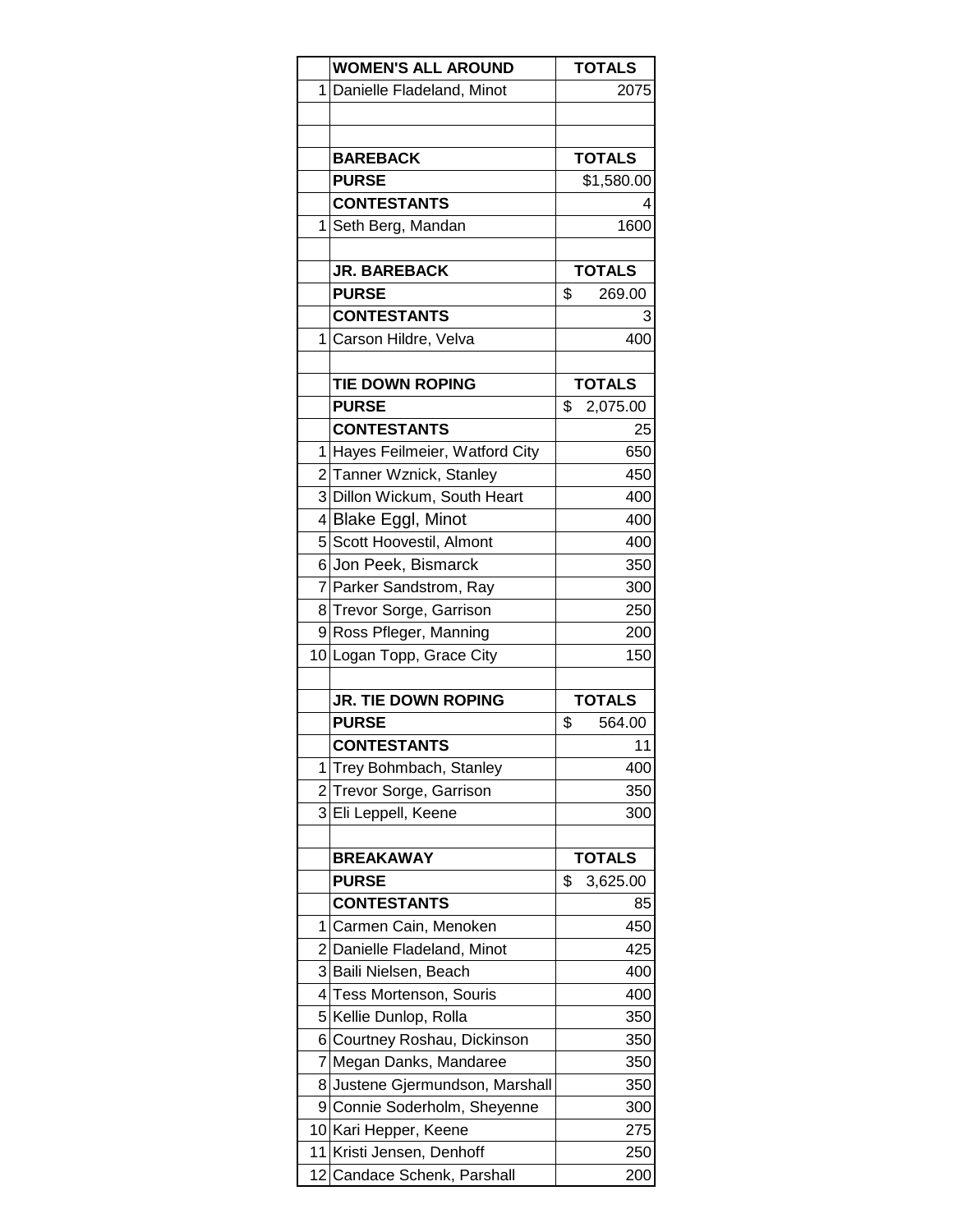| | | |
|---|---|---|
| | **WOMEN'S ALL AROUND** | **TOTALS** |
| 1 | Danielle Fladeland, Minot | 2075 |
| | | |
| | | |
| | **BAREBACK** | **TOTALS** |
| | **PURSE** | $1,580.00 |
| | **CONTESTANTS** | 4 |
| 1 | Seth Berg, Mandan | 1600 |
| | | |
| | **JR. BAREBACK** | **TOTALS** |
| | **PURSE** | $ 269.00 |
| | **CONTESTANTS** | 3 |
| 1 | Carson Hildre, Velva | 400 |
| | | |
| | **TIE DOWN ROPING** | **TOTALS** |
| | **PURSE** | $ 2,075.00 |
| | **CONTESTANTS** | 25 |
| 1 | Hayes Feilmeier, Watford City | 650 |
| 2 | Tanner Wznick, Stanley | 450 |
| 3 | Dillon Wickum, South Heart | 400 |
| 4 | Blake Eggl, Minot | 400 |
| 5 | Scott Hoovestil, Almont | 400 |
| 6 | Jon Peek, Bismarck | 350 |
| 7 | Parker Sandstrom, Ray | 300 |
| 8 | Trevor Sorge, Garrison | 250 |
| 9 | Ross Pfleger, Manning | 200 |
| 10 | Logan Topp, Grace City | 150 |
| | | |
| | **JR. TIE DOWN ROPING** | **TOTALS** |
| | **PURSE** | $ 564.00 |
| | **CONTESTANTS** | 11 |
| 1 | Trey Bohmbach, Stanley | 400 |
| 2 | Trevor Sorge, Garrison | 350 |
| 3 | Eli Leppell, Keene | 300 |
| | | |
| | **BREAKAWAY** | **TOTALS** |
| | **PURSE** | $ 3,625.00 |
| | **CONTESTANTS** | 85 |
| 1 | Carmen Cain, Menoken | 450 |
| 2 | Danielle Fladeland, Minot | 425 |
| 3 | Baili Nielsen, Beach | 400 |
| 4 | Tess Mortenson, Souris | 400 |
| 5 | Kellie Dunlop, Rolla | 350 |
| 6 | Courtney Roshau, Dickinson | 350 |
| 7 | Megan Danks, Mandaree | 350 |
| 8 | Justene Gjermundson, Marshall | 350 |
| 9 | Connie Soderholm, Sheyenne | 300 |
| 10 | Kari Hepper, Keene | 275 |
| 11 | Kristi Jensen, Denhoff | 250 |
| 12 | Candace Schenk, Parshall | 200 |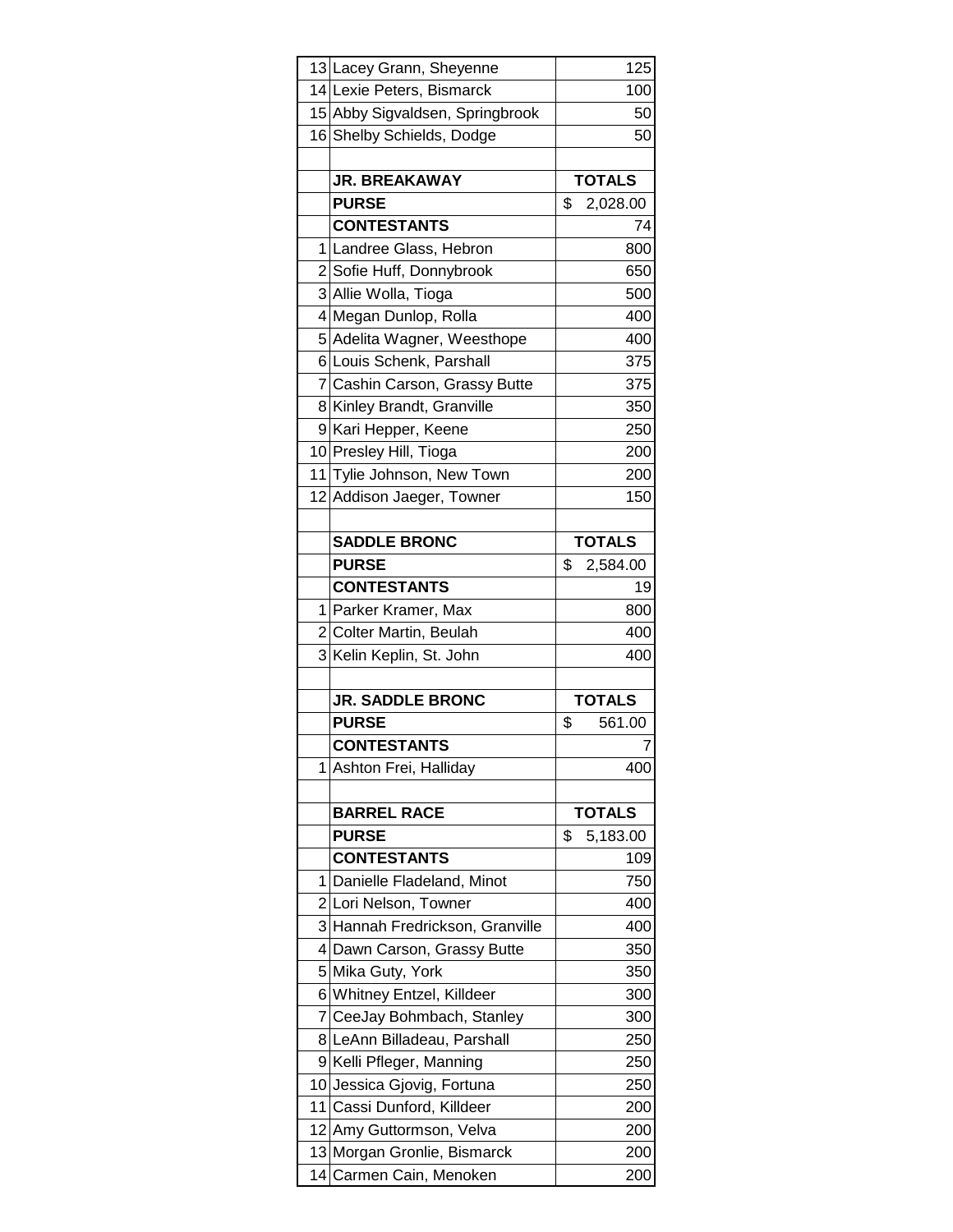| | | |
|---|---|---|
| 13 | Lacey Grann, Sheyenne | 125 |
| 14 | Lexie Peters, Bismarck | 100 |
| 15 | Abby Sigvaldsen, Springbrook | 50 |
| 16 | Shelby Schields, Dodge | 50 |
| | | |
| | **JR. BREAKAWAY** | **TOTALS** |
| | **PURSE** | $ 2,028.00 |
| | **CONTESTANTS** | 74 |
| 1 | Landree Glass, Hebron | 800 |
| 2 | Sofie Huff, Donnybrook | 650 |
| 3 | Allie Wolla, Tioga | 500 |
| 4 | Megan Dunlop, Rolla | 400 |
| 5 | Adelita Wagner, Weesthope | 400 |
| 6 | Louis Schenk, Parshall | 375 |
| 7 | Cashin Carson, Grassy Butte | 375 |
| 8 | Kinley Brandt, Granville | 350 |
| 9 | Kari Hepper, Keene | 250 |
| 10 | Presley Hill, Tioga | 200 |
| 11 | Tylie Johnson, New Town | 200 |
| 12 | Addison Jaeger, Towner | 150 |
| | | |
| | **SADDLE BRONC** | **TOTALS** |
| | **PURSE** | $ 2,584.00 |
| | **CONTESTANTS** | 19 |
| 1 | Parker Kramer, Max | 800 |
| 2 | Colter Martin, Beulah | 400 |
| 3 | Kelin Keplin, St. John | 400 |
| | | |
| | **JR. SADDLE BRONC** | **TOTALS** |
| | **PURSE** | $ 561.00 |
| | **CONTESTANTS** | 7 |
| 1 | Ashton Frei, Halliday | 400 |
| | | |
| | **BARREL RACE** | **TOTALS** |
| | **PURSE** | $ 5,183.00 |
| | **CONTESTANTS** | 109 |
| 1 | Danielle Fladeland, Minot | 750 |
| 2 | Lori Nelson, Towner | 400 |
| 3 | Hannah Fredrickson, Granville | 400 |
| 4 | Dawn Carson, Grassy Butte | 350 |
| 5 | Mika Guty, York | 350 |
| 6 | Whitney Entzel, Killdeer | 300 |
| 7 | CeeJay Bohmbach, Stanley | 300 |
| 8 | LeAnn Billadeau, Parshall | 250 |
| 9 | Kelli Pfleger, Manning | 250 |
| 10 | Jessica Gjovig, Fortuna | 250 |
| 11 | Cassi Dunford, Killdeer | 200 |
| 12 | Amy Guttormson, Velva | 200 |
| 13 | Morgan Gronlie, Bismarck | 200 |
| 14 | Carmen Cain, Menoken | 200 |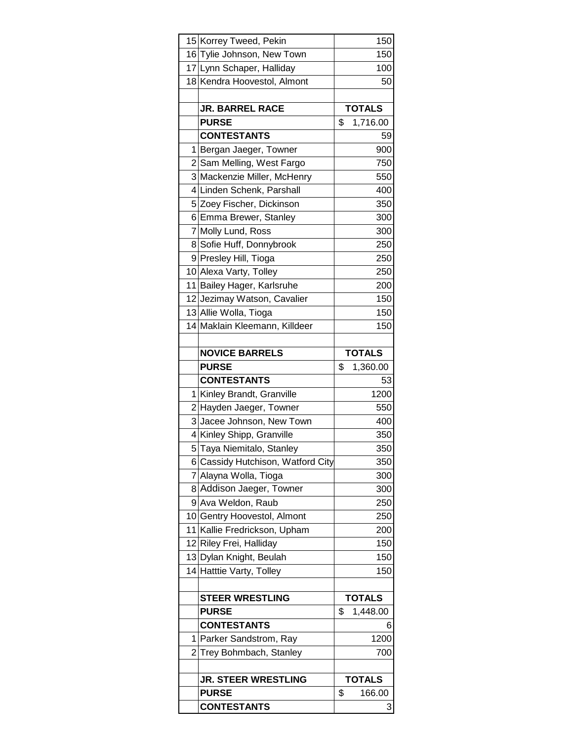| | | |
|---|---|---|
| 15 | Korrey Tweed, Pekin | 150 |
| 16 | Tylie Johnson, New Town | 150 |
| 17 | Lynn Schaper, Halliday | 100 |
| 18 | Kendra Hoovestol, Almont | 50 |
| | | |
| | **JR. BARREL RACE** | **TOTALS** |
| | **PURSE** | $ 1,716.00 |
| | **CONTESTANTS** | 59 |
| 1 | Bergan Jaeger, Towner | 900 |
| 2 | Sam Melling, West Fargo | 750 |
| 3 | Mackenzie Miller, McHenry | 550 |
| 4 | Linden Schenk, Parshall | 400 |
| 5 | Zoey Fischer, Dickinson | 350 |
| 6 | Emma Brewer, Stanley | 300 |
| 7 | Molly Lund, Ross | 300 |
| 8 | Sofie Huff, Donnybrook | 250 |
| 9 | Presley Hill, Tioga | 250 |
| 10 | Alexa Varty, Tolley | 250 |
| 11 | Bailey Hager, Karlsruhe | 200 |
| 12 | Jezimay Watson, Cavalier | 150 |
| 13 | Allie Wolla, Tioga | 150 |
| 14 | Maklain Kleemann, Killdeer | 150 |
| | | |
| | **NOVICE BARRELS** | **TOTALS** |
| | **PURSE** | $ 1,360.00 |
| | **CONTESTANTS** | 53 |
| 1 | Kinley Brandt, Granville | 1200 |
| 2 | Hayden Jaeger, Towner | 550 |
| 3 | Jacee Johnson, New Town | 400 |
| 4 | Kinley Shipp, Granville | 350 |
| 5 | Taya Niemitalo, Stanley | 350 |
| 6 | Cassidy Hutchison, Watford City | 350 |
| 7 | Alayna Wolla, Tioga | 300 |
| 8 | Addison Jaeger, Towner | 300 |
| 9 | Ava Weldon, Raub | 250 |
| 10 | Gentry Hoovestol, Almont | 250 |
| 11 | Kallie Fredrickson, Upham | 200 |
| 12 | Riley Frei, Halliday | 150 |
| 13 | Dylan Knight, Beulah | 150 |
| 14 | Hatttie Varty, Tolley | 150 |
| | | |
| | **STEER WRESTLING** | **TOTALS** |
| | **PURSE** | $ 1,448.00 |
| | **CONTESTANTS** | 6 |
| 1 | Parker Sandstrom, Ray | 1200 |
| 2 | Trey Bohmbach, Stanley | 700 |
| | | |
| | **JR. STEER WRESTLING** | **TOTALS** |
| | **PURSE** | $ 166.00 |
| | **CONTESTANTS** | 3 |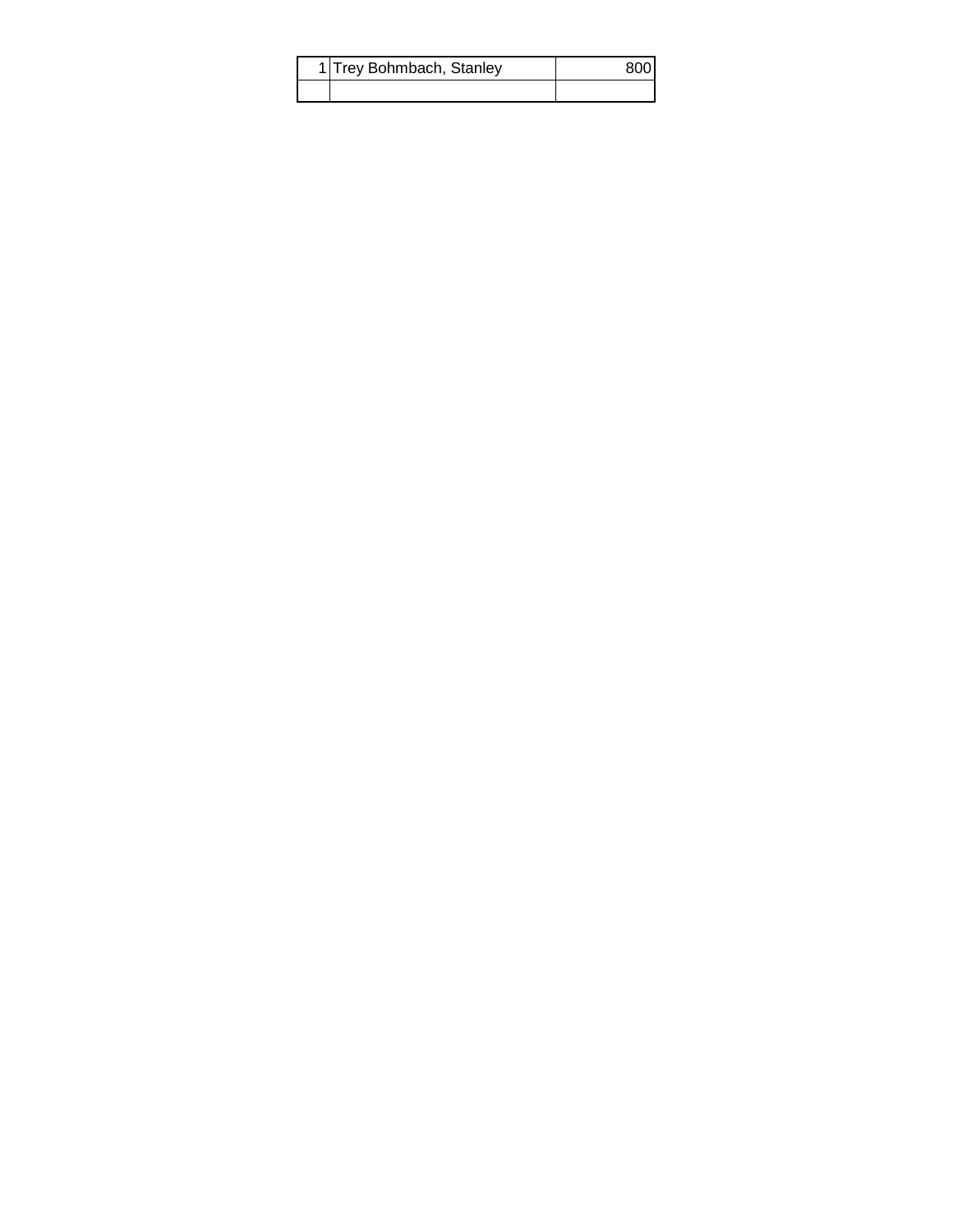| | | |
|---|---|---|
| 1 | Trey Bohmbach, Stanley | 800 |
| | | |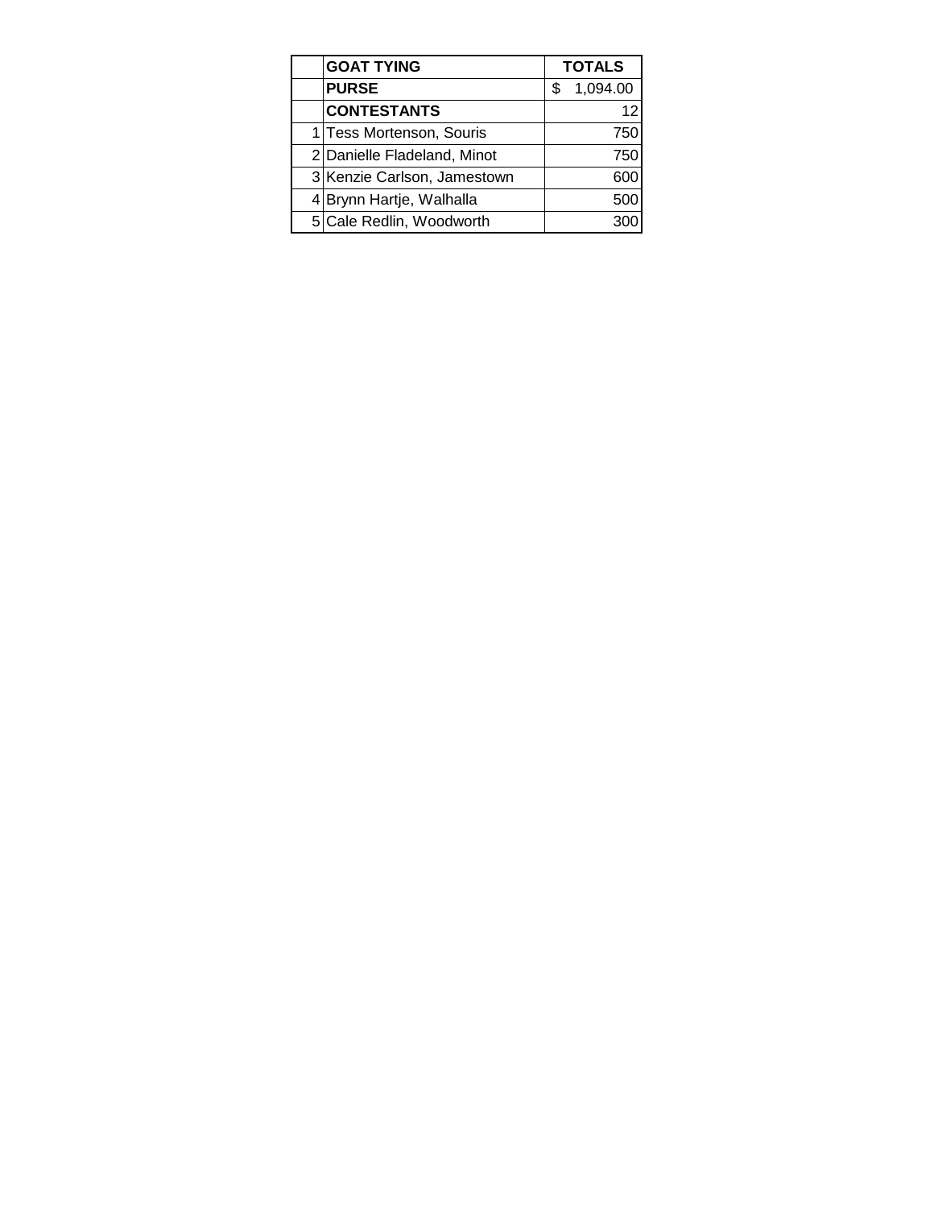| | GOAT TYING | TOTALS |
|---|---|---|
| | PURSE | $ 1,094.00 |
| | CONTESTANTS | 12 |
| 1 | Tess Mortenson, Souris | 750 |
| 2 | Danielle Fladeland, Minot | 750 |
| 3 | Kenzie Carlson, Jamestown | 600 |
| 4 | Brynn Hartje, Walhalla | 500 |
| 5 | Cale Redlin, Woodworth | 300 |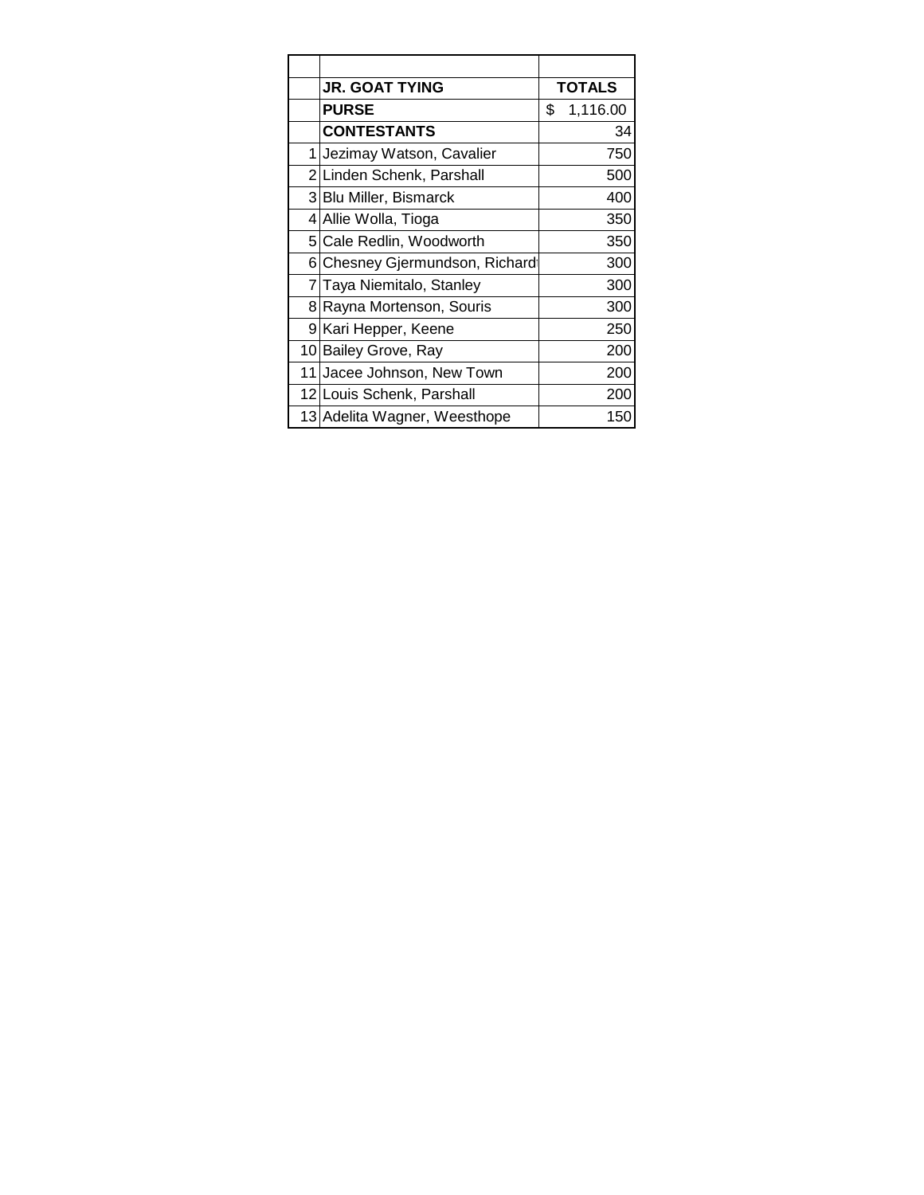| | | |
|---|---|---|
| | **JR. GOAT TYING** | **TOTALS** |
| | **PURSE** | $ 1,116.00 |
| | **CONTESTANTS** | 34 |
| 1 | Jezimay Watson, Cavalier | 750 |
| 2 | Linden Schenk, Parshall | 500 |
| 3 | Blu Miller, Bismarck | 400 |
| 4 | Allie Wolla, Tioga | 350 |
| 5 | Cale Redlin, Woodworth | 350 |
| 6 | Chesney Gjermundson, Richard | 300 |
| 7 | Taya Niemitalo, Stanley | 300 |
| 8 | Rayna Mortenson, Souris | 300 |
| 9 | Kari Hepper, Keene | 250 |
| 10 | Bailey Grove, Ray | 200 |
| 11 | Jacee Johnson, New Town | 200 |
| 12 | Louis Schenk, Parshall | 200 |
| 13 | Adelita Wagner, Weesthope | 150 |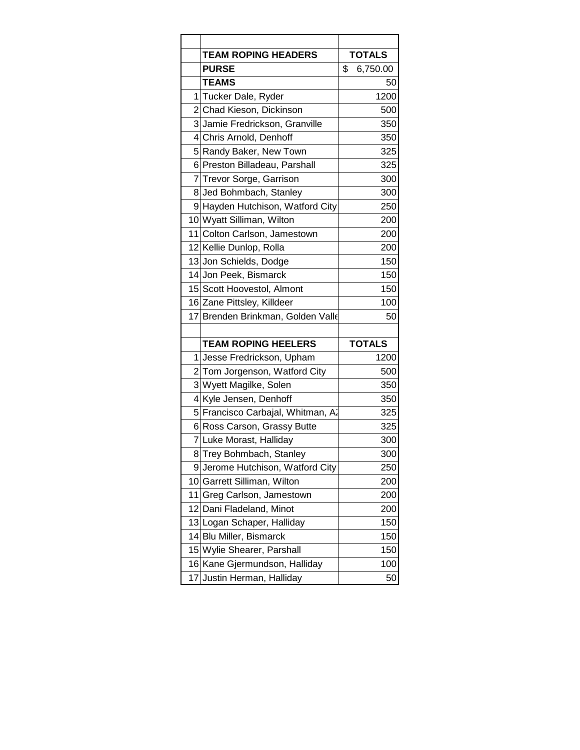| | | |
|---|---|---|
| | **TEAM ROPING HEADERS** | **TOTALS** |
| | **PURSE** | $ 6,750.00 |
| | **TEAMS** | 50 |
| 1 | Tucker Dale, Ryder | 1200 |
| 2 | Chad Kieson, Dickinson | 500 |
| 3 | Jamie Fredrickson, Granville | 350 |
| 4 | Chris Arnold, Denhoff | 350 |
| 5 | Randy Baker, New Town | 325 |
| 6 | Preston Billadeau, Parshall | 325 |
| 7 | Trevor Sorge, Garrison | 300 |
| 8 | Jed Bohmbach, Stanley | 300 |
| 9 | Hayden Hutchison, Watford City | 250 |
| 10 | Wyatt Silliman, Wilton | 200 |
| 11 | Colton Carlson, Jamestown | 200 |
| 12 | Kellie Dunlop, Rolla | 200 |
| 13 | Jon Schields, Dodge | 150 |
| 14 | Jon Peek, Bismarck | 150 |
| 15 | Scott Hoovestol, Almont | 150 |
| 16 | Zane Pittsley, Killdeer | 100 |
| 17 | Brenden Brinkman, Golden Valle | 50 |
| | | |
| | **TEAM ROPING HEELERS** | **TOTALS** |
| 1 | Jesse Fredrickson, Upham | 1200 |
| 2 | Tom Jorgenson, Watford City | 500 |
| 3 | Wyett Magilke, Solen | 350 |
| 4 | Kyle Jensen, Denhoff | 350 |
| 5 | Francisco Carbajal, Whitman, A | 325 |
| 6 | Ross Carson, Grassy Butte | 325 |
| 7 | Luke Morast, Halliday | 300 |
| 8 | Trey Bohmbach, Stanley | 300 |
| 9 | Jerome Hutchison, Watford City | 250 |
| 10 | Garrett Silliman, Wilton | 200 |
| 11 | Greg Carlson, Jamestown | 200 |
| 12 | Dani Fladeland, Minot | 200 |
| 13 | Logan Schaper, Halliday | 150 |
| 14 | Blu Miller, Bismarck | 150 |
| 15 | Wylie Shearer, Parshall | 150 |
| 16 | Kane Gjermundson, Halliday | 100 |
| 17 | Justin Herman, Halliday | 50 |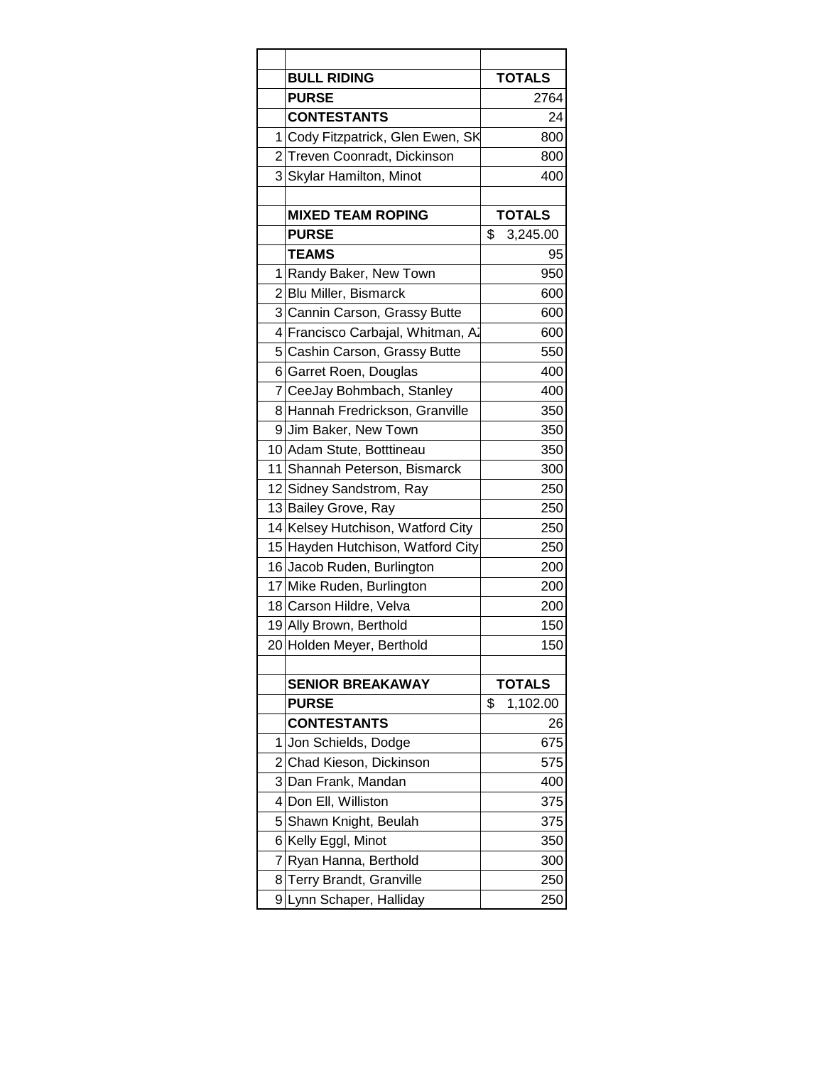| | | |
|---|---|---|
| | **BULL RIDING** | **TOTALS** |
| | **PURSE** | 2764 |
| | **CONTESTANTS** | 24 |
| 1 | Cody Fitzpatrick, Glen Ewen, SK | 800 |
| 2 | Treven Coonradt, Dickinson | 800 |
| 3 | Skylar Hamilton, Minot | 400 |
| | | |
| | **MIXED TEAM ROPING** | **TOTALS** |
| | **PURSE** | $ 3,245.00 |
| | **TEAMS** | 95 |
| 1 | Randy Baker, New Town | 950 |
| 2 | Blu Miller, Bismarck | 600 |
| 3 | Cannin Carson, Grassy Butte | 600 |
| 4 | Francisco Carbajal, Whitman, AZ | 600 |
| 5 | Cashin Carson, Grassy Butte | 550 |
| 6 | Garret Roen, Douglas | 400 |
| 7 | CeeJay Bohmbach, Stanley | 400 |
| 8 | Hannah Fredrickson, Granville | 350 |
| 9 | Jim Baker, New Town | 350 |
| 10 | Adam Stute, Botttineau | 350 |
| 11 | Shannah Peterson, Bismarck | 300 |
| 12 | Sidney Sandstrom, Ray | 250 |
| 13 | Bailey Grove, Ray | 250 |
| 14 | Kelsey Hutchison, Watford City | 250 |
| 15 | Hayden Hutchison, Watford City | 250 |
| 16 | Jacob Ruden, Burlington | 200 |
| 17 | Mike Ruden, Burlington | 200 |
| 18 | Carson Hildre, Velva | 200 |
| 19 | Ally Brown, Berthold | 150 |
| 20 | Holden Meyer, Berthold | 150 |
| | | |
| | **SENIOR BREAKAWAY** | **TOTALS** |
| | **PURSE** | $ 1,102.00 |
| | **CONTESTANTS** | 26 |
| 1 | Jon Schields, Dodge | 675 |
| 2 | Chad Kieson, Dickinson | 575 |
| 3 | Dan Frank, Mandan | 400 |
| 4 | Don Ell, Williston | 375 |
| 5 | Shawn Knight, Beulah | 375 |
| 6 | Kelly Eggl, Minot | 350 |
| 7 | Ryan Hanna, Berthold | 300 |
| 8 | Terry Brandt, Granville | 250 |
| 9 | Lynn Schaper, Halliday | 250 |